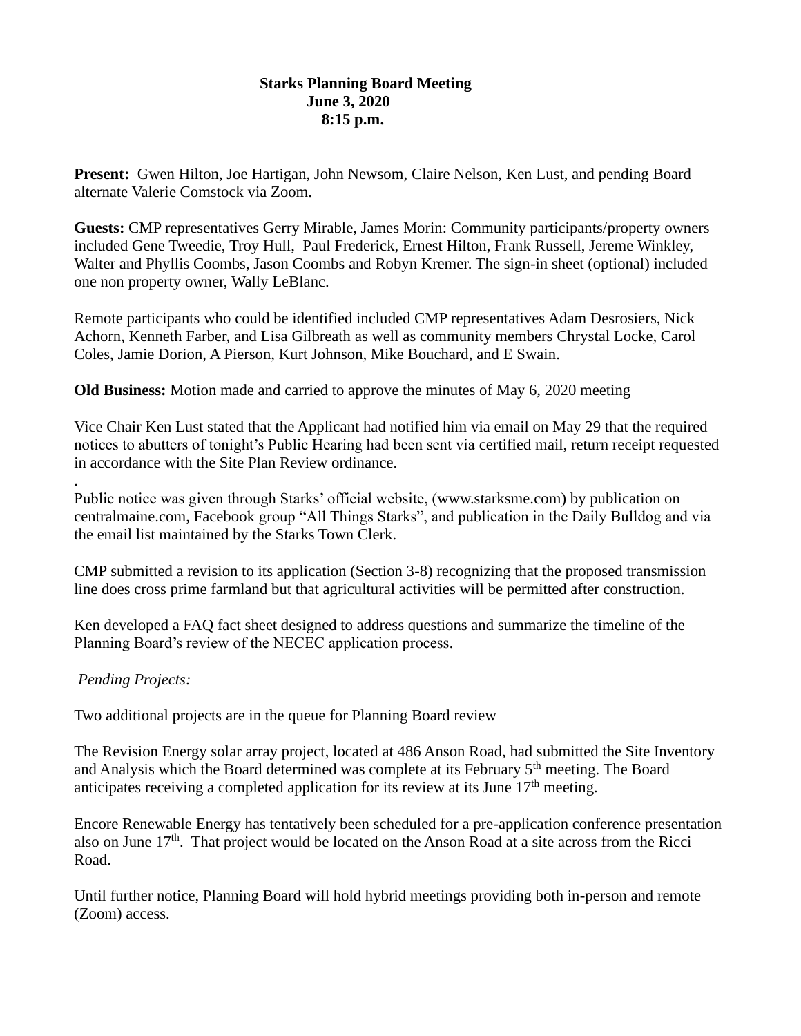**Starks Planning Board Meeting**
**June 3, 2020**
**8:15 p.m.**

**Present:** Gwen Hilton, Joe Hartigan, John Newsom, Claire Nelson, Ken Lust, and pending Board alternate Valerie Comstock via Zoom.

**Guests:** CMP representatives Gerry Mirable, James Morin: Community participants/property owners included Gene Tweedie, Troy Hull, Paul Frederick, Ernest Hilton, Frank Russell, Jereme Winkley, Walter and Phyllis Coombs, Jason Coombs and Robyn Kremer. The sign-in sheet (optional) included one non property owner, Wally LeBlanc.

Remote participants who could be identified included CMP representatives Adam Desrosiers, Nick Achorn, Kenneth Farber, and Lisa Gilbreath as well as community members Chrystal Locke, Carol Coles, Jamie Dorion, A Pierson, Kurt Johnson, Mike Bouchard, and E Swain.

**Old Business:** Motion made and carried to approve the minutes of May 6, 2020 meeting

Vice Chair Ken Lust stated that the Applicant had notified him via email on May 29 that the required notices to abutters of tonight's Public Hearing had been sent via certified mail, return receipt requested in accordance with the Site Plan Review ordinance.

.
Public notice was given through Starks' official website, (www.starksme.com) by publication on centralmaine.com, Facebook group "All Things Starks", and publication in the Daily Bulldog and via the email list maintained by the Starks Town Clerk.

CMP submitted a revision to its application (Section 3-8) recognizing that the proposed transmission line does cross prime farmland but that agricultural activities will be permitted after construction.

Ken developed a FAQ fact sheet designed to address questions and summarize the timeline of the Planning Board's review of the NECEC application process.

*Pending Projects:*

Two additional projects are in the queue for Planning Board review

The Revision Energy solar array project, located at 486 Anson Road, had submitted the Site Inventory and Analysis which the Board determined was complete at its February 5th meeting. The Board anticipates receiving a completed application for its review at its June 17th meeting.

Encore Renewable Energy has tentatively been scheduled for a pre-application conference presentation also on June 17th. That project would be located on the Anson Road at a site across from the Ricci Road.

Until further notice, Planning Board will hold hybrid meetings providing both in-person and remote (Zoom) access.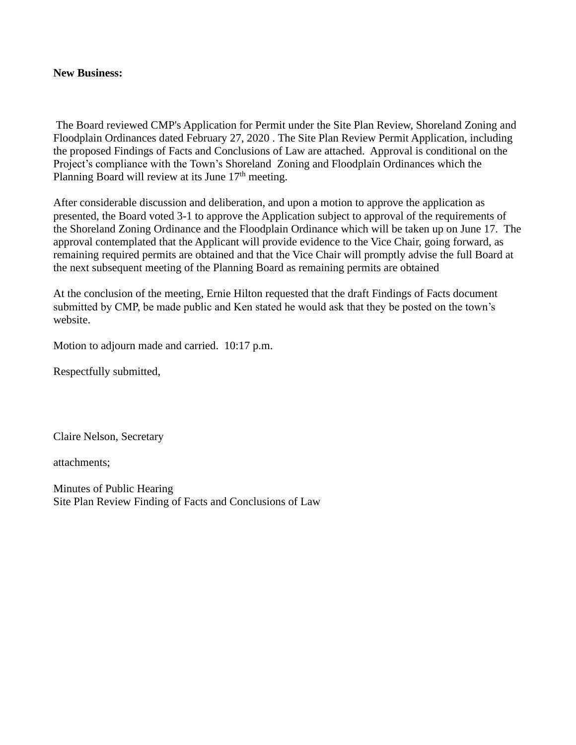**New Business:**

The Board reviewed CMP's Application for Permit under the Site Plan Review, Shoreland Zoning and Floodplain Ordinances dated February 27, 2020 . The Site Plan Review Permit Application, including the proposed Findings of Facts and Conclusions of Law are attached. Approval is conditional on the Project's compliance with the Town's Shoreland Zoning and Floodplain Ordinances which the Planning Board will review at its June 17th meeting.

After considerable discussion and deliberation, and upon a motion to approve the application as presented, the Board voted 3-1 to approve the Application subject to approval of the requirements of the Shoreland Zoning Ordinance and the Floodplain Ordinance which will be taken up on June 17. The approval contemplated that the Applicant will provide evidence to the Vice Chair, going forward, as remaining required permits are obtained and that the Vice Chair will promptly advise the full Board at the next subsequent meeting of the Planning Board as remaining permits are obtained

At the conclusion of the meeting, Ernie Hilton requested that the draft Findings of Facts document submitted by CMP, be made public and Ken stated he would ask that they be posted on the town's website.

Motion to adjourn made and carried. 10:17 p.m.

Respectfully submitted,

Claire Nelson, Secretary

attachments;

Minutes of Public Hearing
Site Plan Review Finding of Facts and Conclusions of Law